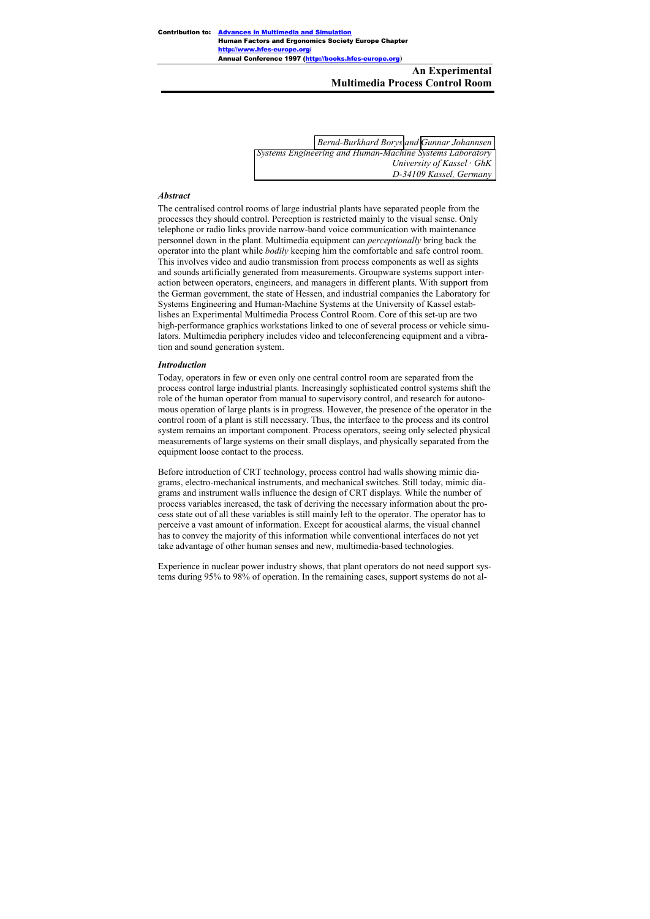**Contribution to:** [Advances in Multimedia and Simulation](http://books.hfes-europe.org)
**Human Factors and Ergonomics Society Europe Chapter**
**[http://www.hfes-europe.org/](http://www.hfes-europe.org/)**
**Annual Conference 1997 ([http://books.hfes-europe.org](http://books.hfes-europe.org))**

# An Experimental Multimedia Process Control Room

*Bernd-Burkhard Borys and Gunnar Johannsen*
*Systems Engineering and Human-Machine Systems Laboratory*
*University of Kassel · GhK*
*D-34109 Kassel, Germany*

### *Abstract*

The centralised control rooms of large industrial plants have separated people from the processes they should control. Perception is restricted mainly to the visual sense. Only telephone or radio links provide narrow-band voice communication with maintenance personnel down in the plant. Multimedia equipment can *perceptionally* bring back the operator into the plant while *bodily* keeping him the comfortable and safe control room. This involves video and audio transmission from process components as well as sights and sounds artificially generated from measurements. Groupware systems support interaction between operators, engineers, and managers in different plants. With support from the German government, the state of Hessen, and industrial companies the Laboratory for Systems Engineering and Human-Machine Systems at the University of Kassel establishes an Experimental Multimedia Process Control Room. Core of this set-up are two high-performance graphics workstations linked to one of several process or vehicle simulators. Multimedia periphery includes video and teleconferencing equipment and a vibration and sound generation system.

### *Introduction*

Today, operators in few or even only one central control room are separated from the process control large industrial plants. Increasingly sophisticated control systems shift the role of the human operator from manual to supervisory control, and research for autonomous operation of large plants is in progress. However, the presence of the operator in the control room of a plant is still necessary. Thus, the interface to the process and its control system remains an important component. Process operators, seeing only selected physical measurements of large systems on their small displays, and physically separated from the equipment loose contact to the process.

Before introduction of CRT technology, process control had walls showing mimic diagrams, electro-mechanical instruments, and mechanical switches. Still today, mimic diagrams and instrument walls influence the design of CRT displays. While the number of process variables increased, the task of deriving the necessary information about the process state out of all these variables is still mainly left to the operator. The operator has to perceive a vast amount of information. Except for acoustical alarms, the visual channel has to convey the majority of this information while conventional interfaces do not yet take advantage of other human senses and new, multimedia-based technologies.

Experience in nuclear power industry shows, that plant operators do not need support systems during 95% to 98% of operation. In the remaining cases, support systems do not al-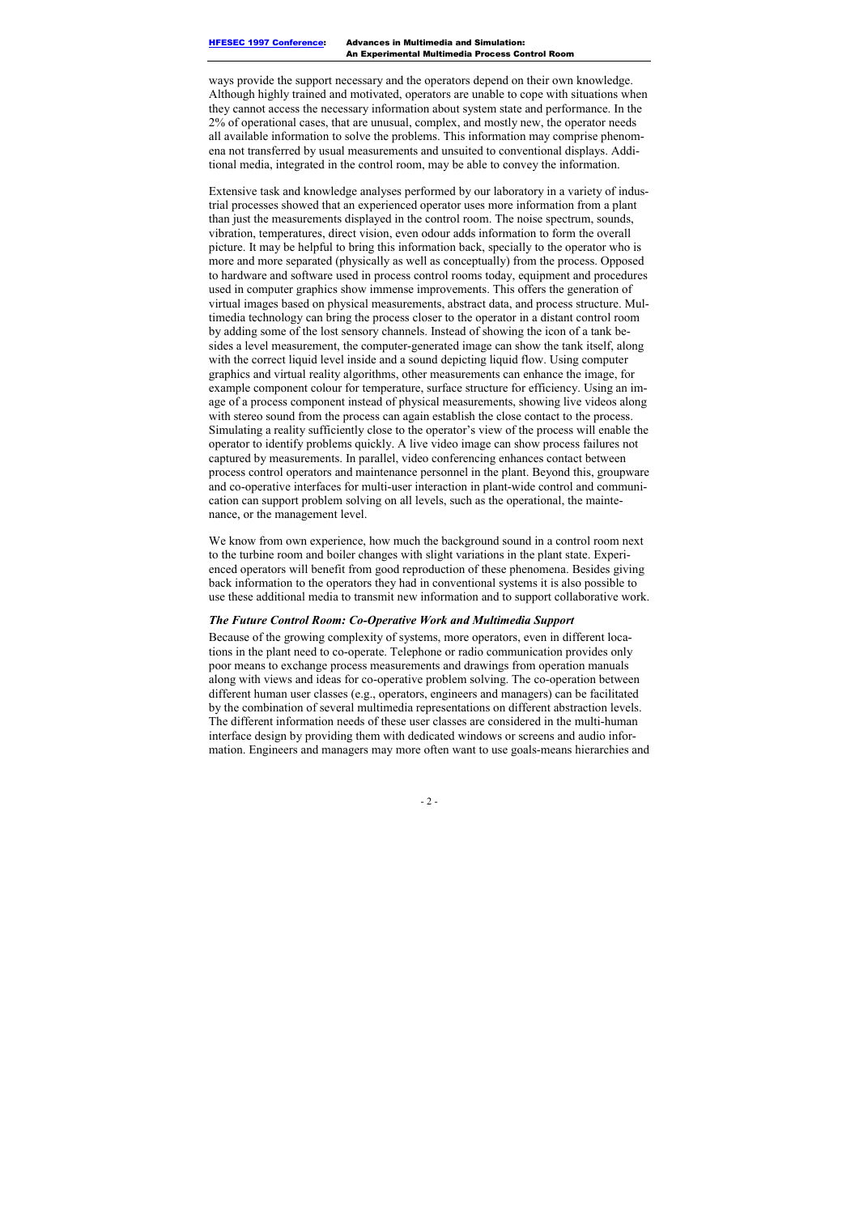ways provide the support necessary and the operators depend on their own knowledge. Although highly trained and motivated, operators are unable to cope with situations when they cannot access the necessary information about system state and performance. In the 2% of operational cases, that are unusual, complex, and mostly new, the operator needs all available information to solve the problems. This information may comprise phenomena not transferred by usual measurements and unsuited to conventional displays. Additional media, integrated in the control room, may be able to convey the information.

Extensive task and knowledge analyses performed by our laboratory in a variety of industrial processes showed that an experienced operator uses more information from a plant than just the measurements displayed in the control room. The noise spectrum, sounds, vibration, temperatures, direct vision, even odour adds information to form the overall picture. It may be helpful to bring this information back, specially to the operator who is more and more separated (physically as well as conceptually) from the process. Opposed to hardware and software used in process control rooms today, equipment and procedures used in computer graphics show immense improvements. This offers the generation of virtual images based on physical measurements, abstract data, and process structure. Multimedia technology can bring the process closer to the operator in a distant control room by adding some of the lost sensory channels. Instead of showing the icon of a tank besides a level measurement, the computer-generated image can show the tank itself, along with the correct liquid level inside and a sound depicting liquid flow. Using computer graphics and virtual reality algorithms, other measurements can enhance the image, for example component colour for temperature, surface structure for efficiency. Using an image of a process component instead of physical measurements, showing live videos along with stereo sound from the process can again establish the close contact to the process. Simulating a reality sufficiently close to the operator's view of the process will enable the operator to identify problems quickly. A live video image can show process failures not captured by measurements. In parallel, video conferencing enhances contact between process control operators and maintenance personnel in the plant. Beyond this, groupware and co-operative interfaces for multi-user interaction in plant-wide control and communication can support problem solving on all levels, such as the operational, the maintenance, or the management level.

We know from own experience, how much the background sound in a control room next to the turbine room and boiler changes with slight variations in the plant state. Experienced operators will benefit from good reproduction of these phenomena. Besides giving back information to the operators they had in conventional systems it is also possible to use these additional media to transmit new information and to support collaborative work.

### *The Future Control Room: Co-Operative Work and Multimedia Support*

Because of the growing complexity of systems, more operators, even in different locations in the plant need to co-operate. Telephone or radio communication provides only poor means to exchange process measurements and drawings from operation manuals along with views and ideas for co-operative problem solving. The co-operation between different human user classes (e.g., operators, engineers and managers) can be facilitated by the combination of several multimedia representations on different abstraction levels. The different information needs of these user classes are considered in the multi-human interface design by providing them with dedicated windows or screens and audio information. Engineers and managers may more often want to use goals-means hierarchies and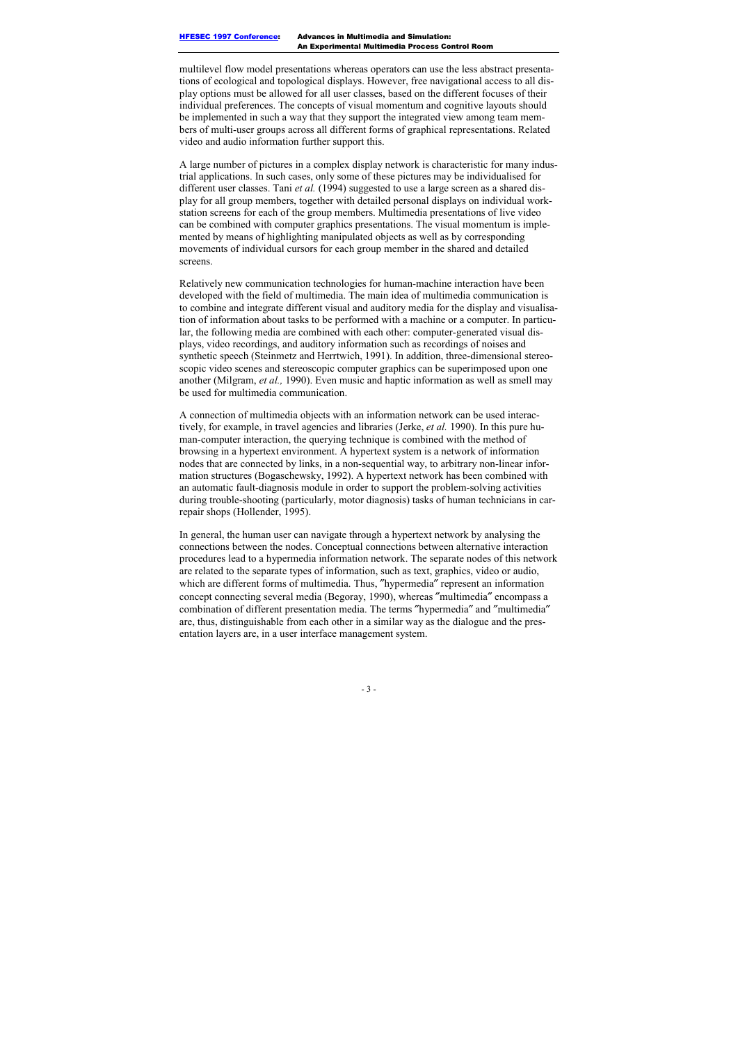multilevel flow model presentations whereas operators can use the less abstract presentations of ecological and topological displays. However, free navigational access to all display options must be allowed for all user classes, based on the different focuses of their individual preferences. The concepts of visual momentum and cognitive layouts should be implemented in such a way that they support the integrated view among team members of multi-user groups across all different forms of graphical representations. Related video and audio information further support this.

A large number of pictures in a complex display network is characteristic for many industrial applications. In such cases, only some of these pictures may be individualised for different user classes. Tani *et al.* (1994) suggested to use a large screen as a shared display for all group members, together with detailed personal displays on individual workstation screens for each of the group members. Multimedia presentations of live video can be combined with computer graphics presentations. The visual momentum is implemented by means of highlighting manipulated objects as well as by corresponding movements of individual cursors for each group member in the shared and detailed screens.

Relatively new communication technologies for human-machine interaction have been developed with the field of multimedia. The main idea of multimedia communication is to combine and integrate different visual and auditory media for the display and visualisation of information about tasks to be performed with a machine or a computer. In particular, the following media are combined with each other: computer-generated visual displays, video recordings, and auditory information such as recordings of noises and synthetic speech (Steinmetz and Herrtwich, 1991). In addition, three-dimensional stereoscopic video scenes and stereoscopic computer graphics can be superimposed upon one another (Milgram, *et al.,* 1990). Even music and haptic information as well as smell may be used for multimedia communication.

A connection of multimedia objects with an information network can be used interactively, for example, in travel agencies and libraries (Jerke, *et al.* 1990). In this pure human-computer interaction, the querying technique is combined with the method of browsing in a hypertext environment. A hypertext system is a network of information nodes that are connected by links, in a non-sequential way, to arbitrary non-linear information structures (Bogaschewsky, 1992). A hypertext network has been combined with an automatic fault-diagnosis module in order to support the problem-solving activities during trouble-shooting (particularly, motor diagnosis) tasks of human technicians in car-repair shops (Hollender, 1995).

In general, the human user can navigate through a hypertext network by analysing the connections between the nodes. Conceptual connections between alternative interaction procedures lead to a hypermedia information network. The separate nodes of this network are related to the separate types of information, such as text, graphics, video or audio, which are different forms of multimedia. Thus, ″hypermedia″ represent an information concept connecting several media (Begoray, 1990), whereas ″multimedia″ encompass a combination of different presentation media. The terms ″hypermedia″ and ″multimedia″ are, thus, distinguishable from each other in a similar way as the dialogue and the presentation layers are, in a user interface management system.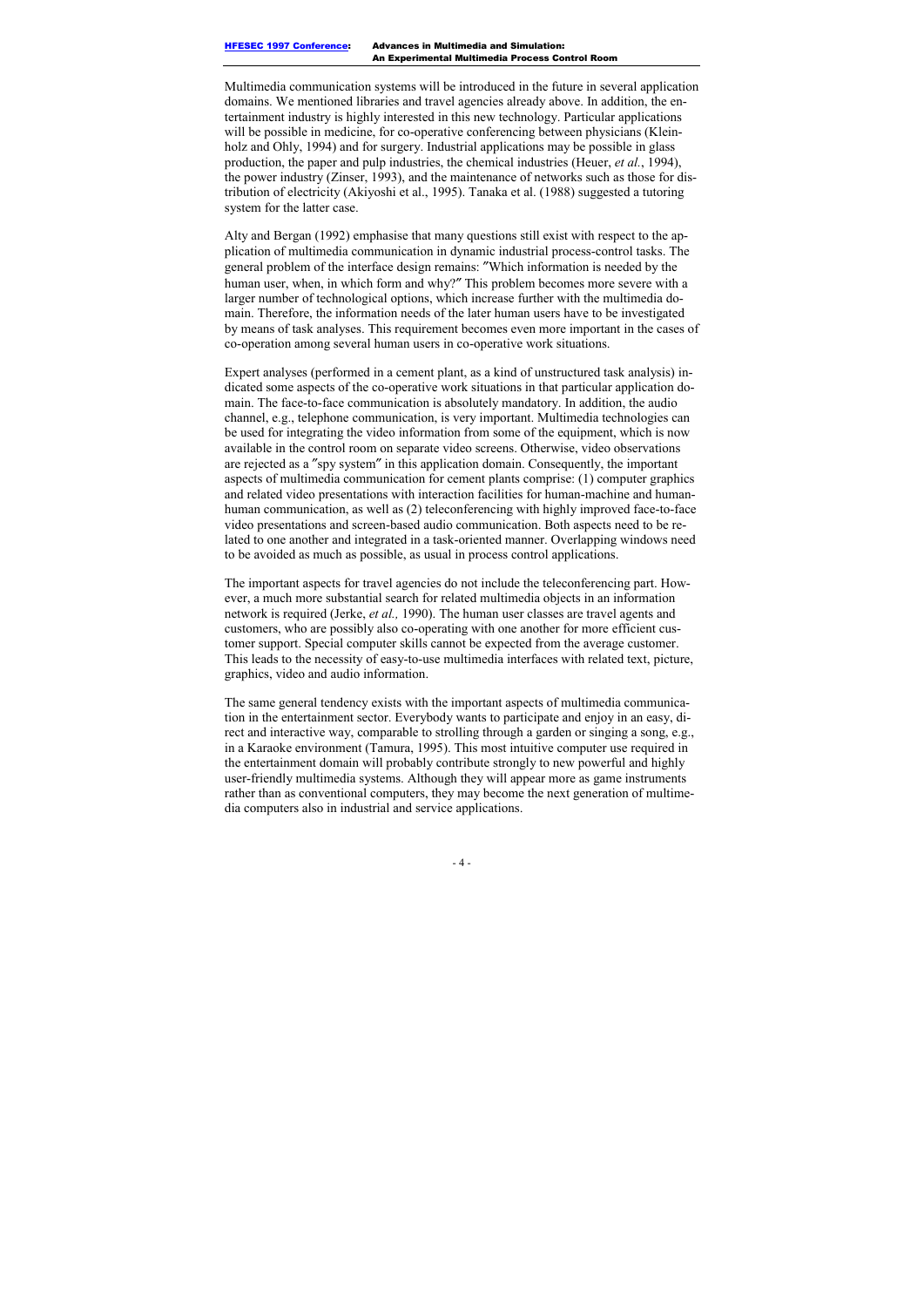Multimedia communication systems will be introduced in the future in several application domains. We mentioned libraries and travel agencies already above. In addition, the entertainment industry is highly interested in this new technology. Particular applications will be possible in medicine, for co-operative conferencing between physicians (Kleinholz and Ohly, 1994) and for surgery. Industrial applications may be possible in glass production, the paper and pulp industries, the chemical industries (Heuer, *et al.*, 1994), the power industry (Zinser, 1993), and the maintenance of networks such as those for distribution of electricity (Akiyoshi et al., 1995). Tanaka et al. (1988) suggested a tutoring system for the latter case.

Alty and Bergan (1992) emphasise that many questions still exist with respect to the application of multimedia communication in dynamic industrial process-control tasks. The general problem of the interface design remains: ″Which information is needed by the human user, when, in which form and why?″ This problem becomes more severe with a larger number of technological options, which increase further with the multimedia domain. Therefore, the information needs of the later human users have to be investigated by means of task analyses. This requirement becomes even more important in the cases of co-operation among several human users in co-operative work situations.

Expert analyses (performed in a cement plant, as a kind of unstructured task analysis) indicated some aspects of the co-operative work situations in that particular application domain. The face-to-face communication is absolutely mandatory. In addition, the audio channel, e.g., telephone communication, is very important. Multimedia technologies can be used for integrating the video information from some of the equipment, which is now available in the control room on separate video screens. Otherwise, video observations are rejected as a ″spy system″ in this application domain. Consequently, the important aspects of multimedia communication for cement plants comprise: (1) computer graphics and related video presentations with interaction facilities for human-machine and human-human communication, as well as (2) teleconferencing with highly improved face-to-face video presentations and screen-based audio communication. Both aspects need to be related to one another and integrated in a task-oriented manner. Overlapping windows need to be avoided as much as possible, as usual in process control applications.

The important aspects for travel agencies do not include the teleconferencing part. However, a much more substantial search for related multimedia objects in an information network is required (Jerke, *et al.,* 1990). The human user classes are travel agents and customers, who are possibly also co-operating with one another for more efficient customer support. Special computer skills cannot be expected from the average customer. This leads to the necessity of easy-to-use multimedia interfaces with related text, picture, graphics, video and audio information.

The same general tendency exists with the important aspects of multimedia communication in the entertainment sector. Everybody wants to participate and enjoy in an easy, direct and interactive way, comparable to strolling through a garden or singing a song, e.g., in a Karaoke environment (Tamura, 1995). This most intuitive computer use required in the entertainment domain will probably contribute strongly to new powerful and highly user-friendly multimedia systems. Although they will appear more as game instruments rather than as conventional computers, they may become the next generation of multimedia computers also in industrial and service applications.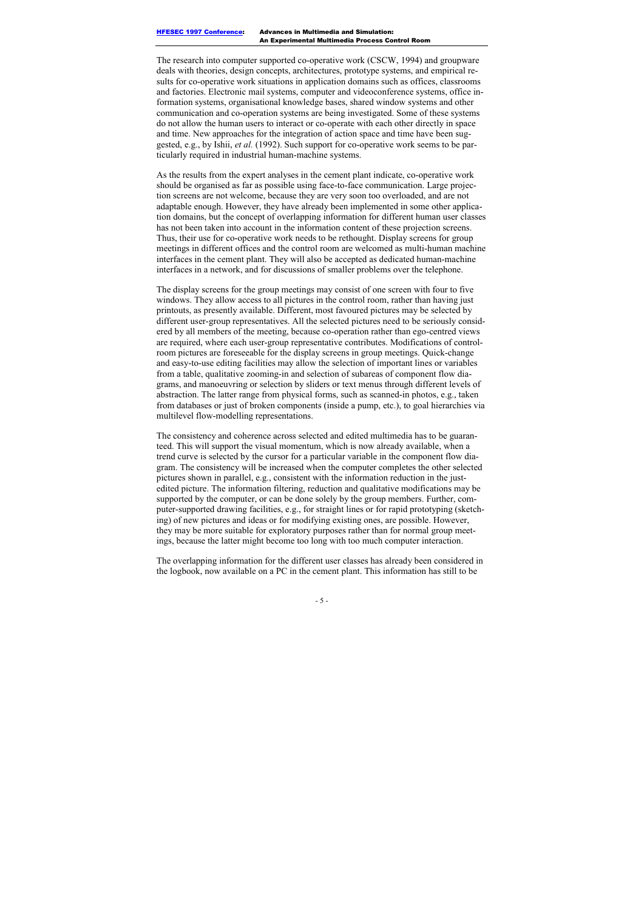The research into computer supported co-operative work (CSCW, 1994) and groupware deals with theories, design concepts, architectures, prototype systems, and empirical results for co-operative work situations in application domains such as offices, classrooms and factories. Electronic mail systems, computer and videoconference systems, office information systems, organisational knowledge bases, shared window systems and other communication and co-operation systems are being investigated. Some of these systems do not allow the human users to interact or co-operate with each other directly in space and time. New approaches for the integration of action space and time have been suggested, e.g., by Ishii, *et al.* (1992). Such support for co-operative work seems to be particularly required in industrial human-machine systems.

As the results from the expert analyses in the cement plant indicate, co-operative work should be organised as far as possible using face-to-face communication. Large projection screens are not welcome, because they are very soon too overloaded, and are not adaptable enough. However, they have already been implemented in some other application domains, but the concept of overlapping information for different human user classes has not been taken into account in the information content of these projection screens. Thus, their use for co-operative work needs to be rethought. Display screens for group meetings in different offices and the control room are welcomed as multi-human machine interfaces in the cement plant. They will also be accepted as dedicated human-machine interfaces in a network, and for discussions of smaller problems over the telephone.

The display screens for the group meetings may consist of one screen with four to five windows. They allow access to all pictures in the control room, rather than having just printouts, as presently available. Different, most favoured pictures may be selected by different user-group representatives. All the selected pictures need to be seriously considered by all members of the meeting, because co-operation rather than ego-centred views are required, where each user-group representative contributes. Modifications of control-room pictures are foreseeable for the display screens in group meetings. Quick-change and easy-to-use editing facilities may allow the selection of important lines or variables from a table, qualitative zooming-in and selection of subareas of component flow diagrams, and manoeuvring or selection by sliders or text menus through different levels of abstraction. The latter range from physical forms, such as scanned-in photos, e.g., taken from databases or just of broken components (inside a pump, etc.), to goal hierarchies via multilevel flow-modelling representations.

The consistency and coherence across selected and edited multimedia has to be guaranteed. This will support the visual momentum, which is now already available, when a trend curve is selected by the cursor for a particular variable in the component flow diagram. The consistency will be increased when the computer completes the other selected pictures shown in parallel, e.g., consistent with the information reduction in the just-edited picture. The information filtering, reduction and qualitative modifications may be supported by the computer, or can be done solely by the group members. Further, computer-supported drawing facilities, e.g., for straight lines or for rapid prototyping (sketching) of new pictures and ideas or for modifying existing ones, are possible. However, they may be more suitable for exploratory purposes rather than for normal group meetings, because the latter might become too long with too much computer interaction.

The overlapping information for the different user classes has already been considered in the logbook, now available on a PC in the cement plant. This information has still to be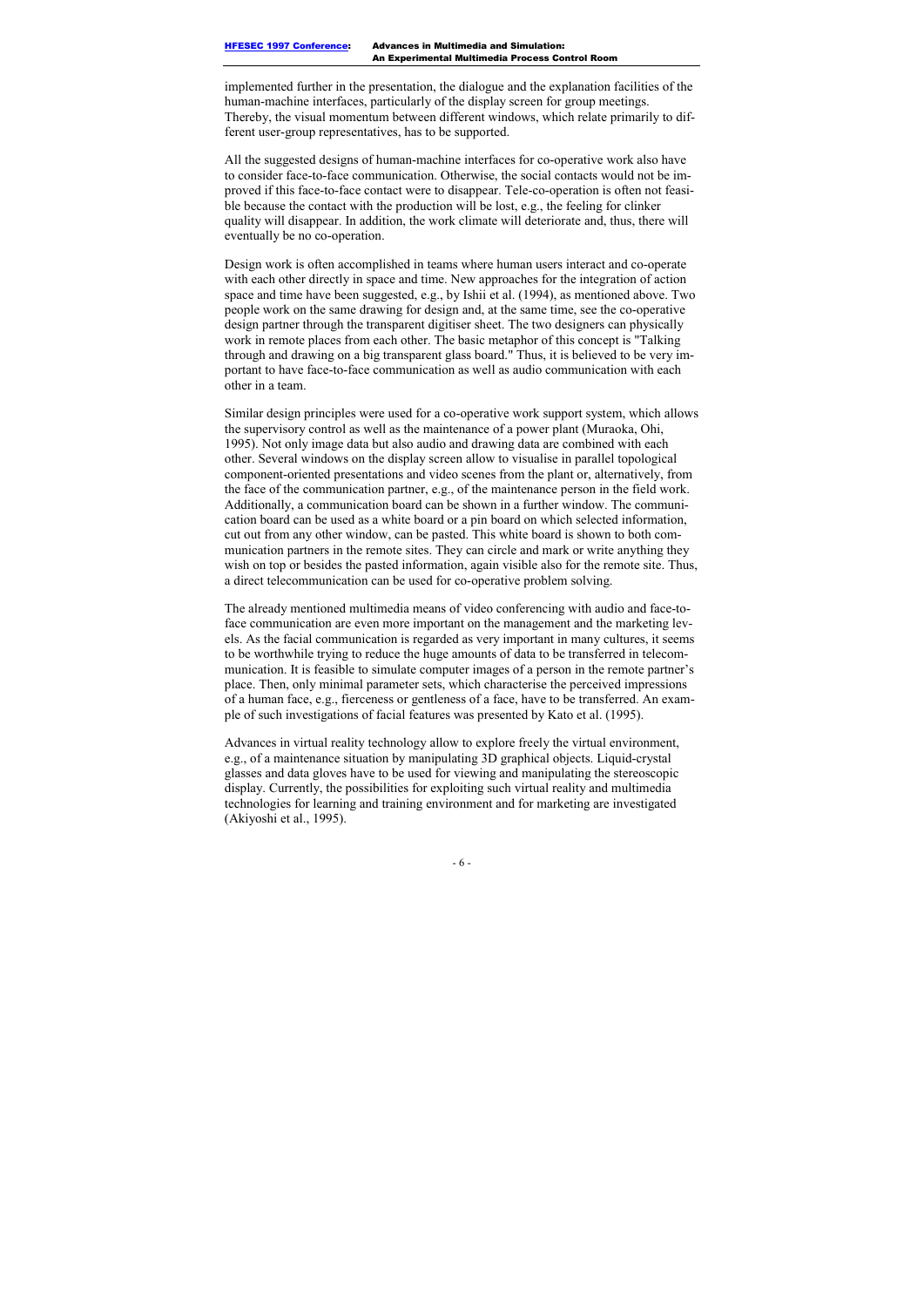implemented further in the presentation, the dialogue and the explanation facilities of the human-machine interfaces, particularly of the display screen for group meetings. Thereby, the visual momentum between different windows, which relate primarily to different user-group representatives, has to be supported.

All the suggested designs of human-machine interfaces for co-operative work also have to consider face-to-face communication. Otherwise, the social contacts would not be improved if this face-to-face contact were to disappear. Tele-co-operation is often not feasible because the contact with the production will be lost, e.g., the feeling for clinker quality will disappear. In addition, the work climate will deteriorate and, thus, there will eventually be no co-operation.

Design work is often accomplished in teams where human users interact and co-operate with each other directly in space and time. New approaches for the integration of action space and time have been suggested, e.g., by Ishii et al. (1994), as mentioned above. Two people work on the same drawing for design and, at the same time, see the co-operative design partner through the transparent digitiser sheet. The two designers can physically work in remote places from each other. The basic metaphor of this concept is "Talking through and drawing on a big transparent glass board." Thus, it is believed to be very important to have face-to-face communication as well as audio communication with each other in a team.

Similar design principles were used for a co-operative work support system, which allows the supervisory control as well as the maintenance of a power plant (Muraoka, Ohi, 1995). Not only image data but also audio and drawing data are combined with each other. Several windows on the display screen allow to visualise in parallel topological component-oriented presentations and video scenes from the plant or, alternatively, from the face of the communication partner, e.g., of the maintenance person in the field work. Additionally, a communication board can be shown in a further window. The communication board can be used as a white board or a pin board on which selected information, cut out from any other window, can be pasted. This white board is shown to both communication partners in the remote sites. They can circle and mark or write anything they wish on top or besides the pasted information, again visible also for the remote site. Thus, a direct telecommunication can be used for co-operative problem solving.

The already mentioned multimedia means of video conferencing with audio and face-to-face communication are even more important on the management and the marketing levels. As the facial communication is regarded as very important in many cultures, it seems to be worthwhile trying to reduce the huge amounts of data to be transferred in telecommunication. It is feasible to simulate computer images of a person in the remote partner's place. Then, only minimal parameter sets, which characterise the perceived impressions of a human face, e.g., fierceness or gentleness of a face, have to be transferred. An example of such investigations of facial features was presented by Kato et al. (1995).

Advances in virtual reality technology allow to explore freely the virtual environment, e.g., of a maintenance situation by manipulating 3D graphical objects. Liquid-crystal glasses and data gloves have to be used for viewing and manipulating the stereoscopic display. Currently, the possibilities for exploiting such virtual reality and multimedia technologies for learning and training environment and for marketing are investigated (Akiyoshi et al., 1995).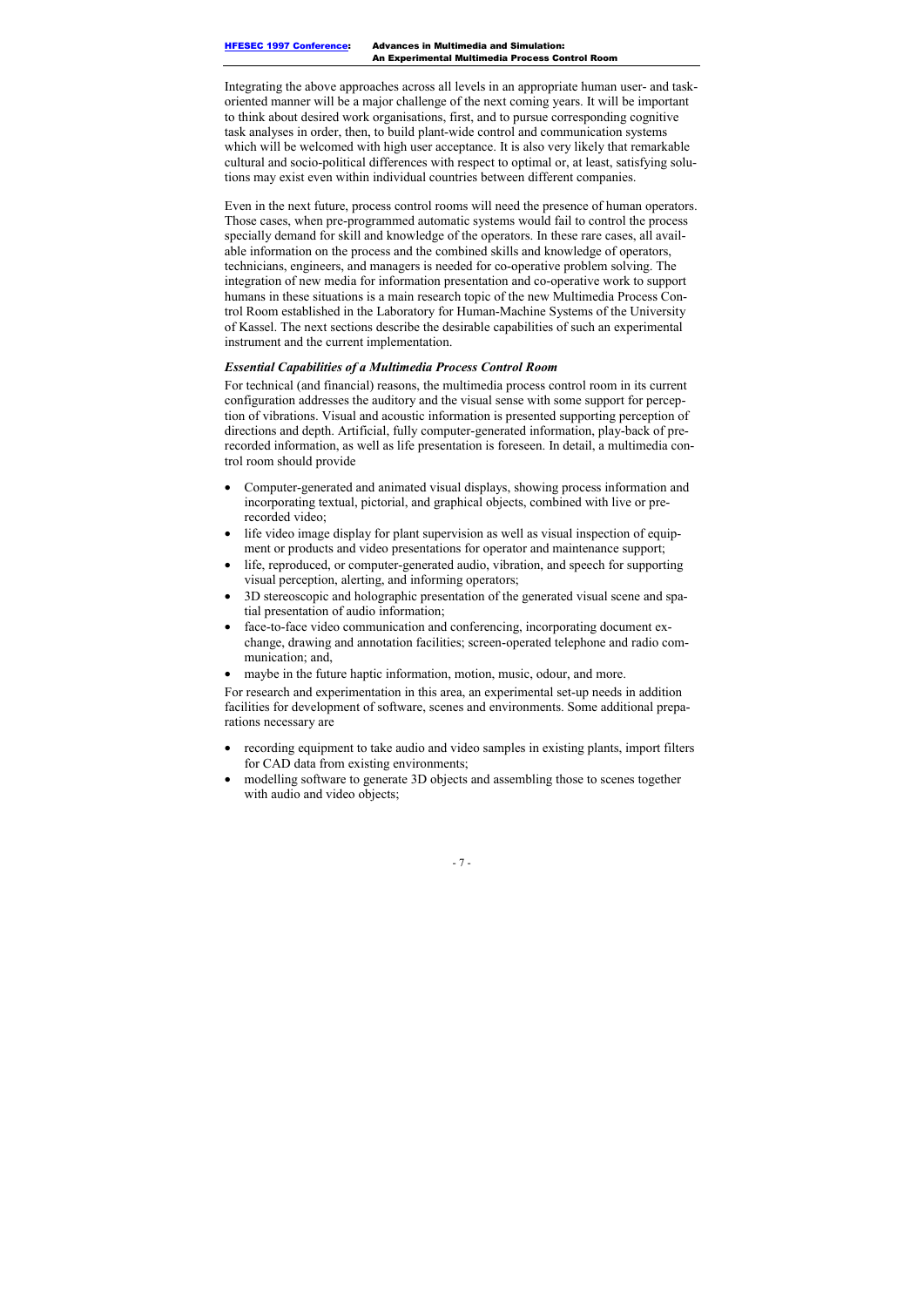Integrating the above approaches across all levels in an appropriate human user- and task-oriented manner will be a major challenge of the next coming years. It will be important to think about desired work organisations, first, and to pursue corresponding cognitive task analyses in order, then, to build plant-wide control and communication systems which will be welcomed with high user acceptance. It is also very likely that remarkable cultural and socio-political differences with respect to optimal or, at least, satisfying solutions may exist even within individual countries between different companies.

Even in the next future, process control rooms will need the presence of human operators. Those cases, when pre-programmed automatic systems would fail to control the process specially demand for skill and knowledge of the operators. In these rare cases, all available information on the process and the combined skills and knowledge of operators, technicians, engineers, and managers is needed for co-operative problem solving. The integration of new media for information presentation and co-operative work to support humans in these situations is a main research topic of the new Multimedia Process Control Room established in the Laboratory for Human-Machine Systems of the University of Kassel. The next sections describe the desirable capabilities of such an experimental instrument and the current implementation.

### *Essential Capabilities of a Multimedia Process Control Room*

For technical (and financial) reasons, the multimedia process control room in its current configuration addresses the auditory and the visual sense with some support for perception of vibrations. Visual and acoustic information is presented supporting perception of directions and depth. Artificial, fully computer-generated information, play-back of pre-recorded information, as well as life presentation is foreseen. In detail, a multimedia control room should provide

- Computer-generated and animated visual displays, showing process information and incorporating textual, pictorial, and graphical objects, combined with live or pre-recorded video;
- life video image display for plant supervision as well as visual inspection of equipment or products and video presentations for operator and maintenance support;
- life, reproduced, or computer-generated audio, vibration, and speech for supporting visual perception, alerting, and informing operators;
- 3D stereoscopic and holographic presentation of the generated visual scene and spatial presentation of audio information;
- face-to-face video communication and conferencing, incorporating document exchange, drawing and annotation facilities; screen-operated telephone and radio communication; and,
- maybe in the future haptic information, motion, music, odour, and more.

For research and experimentation in this area, an experimental set-up needs in addition facilities for development of software, scenes and environments. Some additional preparations necessary are

- recording equipment to take audio and video samples in existing plants, import filters for CAD data from existing environments;
- modelling software to generate 3D objects and assembling those to scenes together with audio and video objects;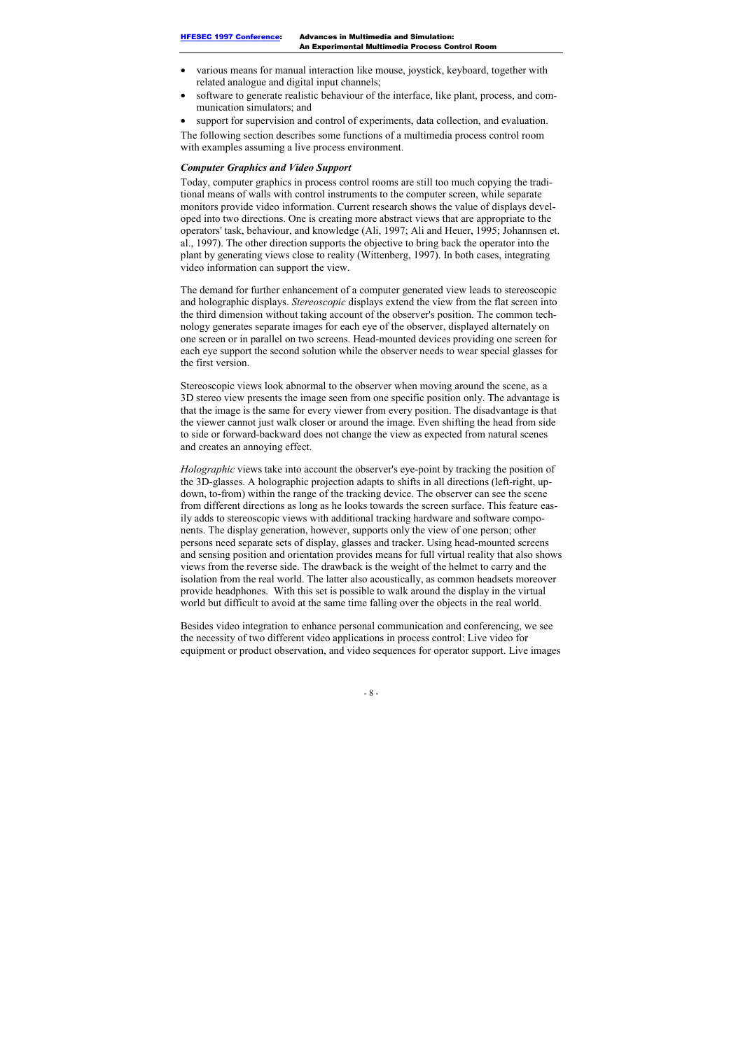- various means for manual interaction like mouse, joystick, keyboard, together with related analogue and digital input channels;
- software to generate realistic behaviour of the interface, like plant, process, and communication simulators; and
- support for supervision and control of experiments, data collection, and evaluation.

The following section describes some functions of a multimedia process control room with examples assuming a live process environment.

### *Computer Graphics and Video Support*

Today, computer graphics in process control rooms are still too much copying the traditional means of walls with control instruments to the computer screen, while separate monitors provide video information. Current research shows the value of displays developed into two directions. One is creating more abstract views that are appropriate to the operators' task, behaviour, and knowledge (Ali, 1997; Ali and Heuer, 1995; Johannsen et. al., 1997). The other direction supports the objective to bring back the operator into the plant by generating views close to reality (Wittenberg, 1997). In both cases, integrating video information can support the view.

The demand for further enhancement of a computer generated view leads to stereoscopic and holographic displays. *Stereoscopic* displays extend the view from the flat screen into the third dimension without taking account of the observer's position. The common technology generates separate images for each eye of the observer, displayed alternately on one screen or in parallel on two screens. Head-mounted devices providing one screen for each eye support the second solution while the observer needs to wear special glasses for the first version.

Stereoscopic views look abnormal to the observer when moving around the scene, as a 3D stereo view presents the image seen from one specific position only. The advantage is that the image is the same for every viewer from every position. The disadvantage is that the viewer cannot just walk closer or around the image. Even shifting the head from side to side or forward-backward does not change the view as expected from natural scenes and creates an annoying effect.

*Holographic* views take into account the observer's eye-point by tracking the position of the 3D-glasses. A holographic projection adapts to shifts in all directions (left-right, up-down, to-from) within the range of the tracking device. The observer can see the scene from different directions as long as he looks towards the screen surface. This feature easily adds to stereoscopic views with additional tracking hardware and software components. The display generation, however, supports only the view of one person; other persons need separate sets of display, glasses and tracker. Using head-mounted screens and sensing position and orientation provides means for full virtual reality that also shows views from the reverse side. The drawback is the weight of the helmet to carry and the isolation from the real world. The latter also acoustically, as common headsets moreover provide headphones. With this set is possible to walk around the display in the virtual world but difficult to avoid at the same time falling over the objects in the real world.

Besides video integration to enhance personal communication and conferencing, we see the necessity of two different video applications in process control: Live video for equipment or product observation, and video sequences for operator support. Live images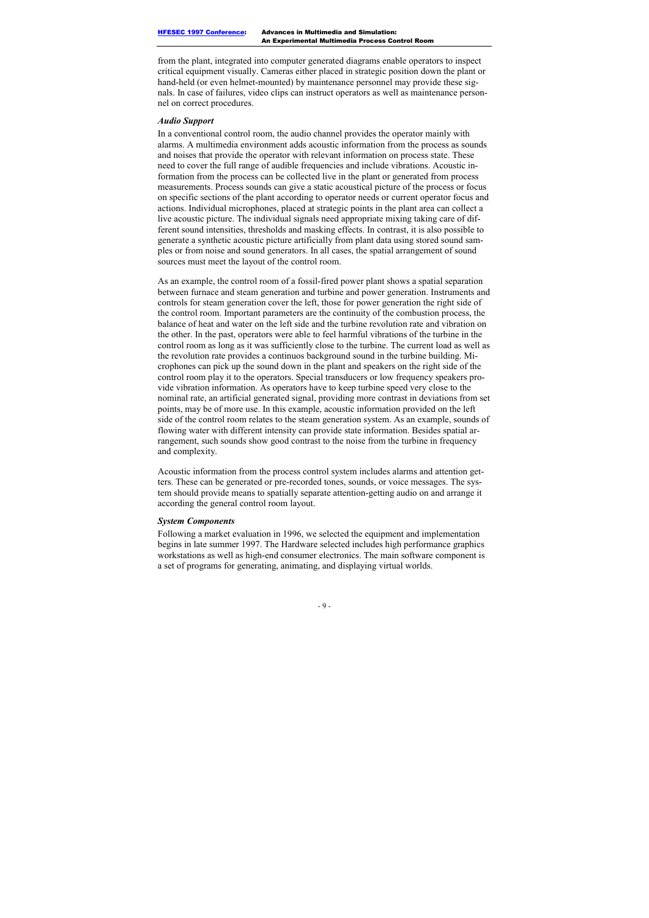from the plant, integrated into computer generated diagrams enable operators to inspect critical equipment visually. Cameras either placed in strategic position down the plant or hand-held (or even helmet-mounted) by maintenance personnel may provide these signals. In case of failures, video clips can instruct operators as well as maintenance personnel on correct procedures.

### *Audio Support*

In a conventional control room, the audio channel provides the operator mainly with alarms. A multimedia environment adds acoustic information from the process as sounds and noises that provide the operator with relevant information on process state. These need to cover the full range of audible frequencies and include vibrations. Acoustic information from the process can be collected live in the plant or generated from process measurements. Process sounds can give a static acoustical picture of the process or focus on specific sections of the plant according to operator needs or current operator focus and actions. Individual microphones, placed at strategic points in the plant area can collect a live acoustic picture. The individual signals need appropriate mixing taking care of different sound intensities, thresholds and masking effects. In contrast, it is also possible to generate a synthetic acoustic picture artificially from plant data using stored sound samples or from noise and sound generators. In all cases, the spatial arrangement of sound sources must meet the layout of the control room.

As an example, the control room of a fossil-fired power plant shows a spatial separation between furnace and steam generation and turbine and power generation. Instruments and controls for steam generation cover the left, those for power generation the right side of the control room. Important parameters are the continuity of the combustion process, the balance of heat and water on the left side and the turbine revolution rate and vibration on the other. In the past, operators were able to feel harmful vibrations of the turbine in the control room as long as it was sufficiently close to the turbine. The current load as well as the revolution rate provides a continuos background sound in the turbine building. Microphones can pick up the sound down in the plant and speakers on the right side of the control room play it to the operators. Special transducers or low frequency speakers provide vibration information. As operators have to keep turbine speed very close to the nominal rate, an artificial generated signal, providing more contrast in deviations from set points, may be of more use. In this example, acoustic information provided on the left side of the control room relates to the steam generation system. As an example, sounds of flowing water with different intensity can provide state information. Besides spatial arrangement, such sounds show good contrast to the noise from the turbine in frequency and complexity.

Acoustic information from the process control system includes alarms and attention getters. These can be generated or pre-recorded tones, sounds, or voice messages. The system should provide means to spatially separate attention-getting audio on and arrange it according the general control room layout.

### *System Components*

Following a market evaluation in 1996, we selected the equipment and implementation begins in late summer 1997. The Hardware selected includes high performance graphics workstations as well as high-end consumer electronics. The main software component is a set of programs for generating, animating, and displaying virtual worlds.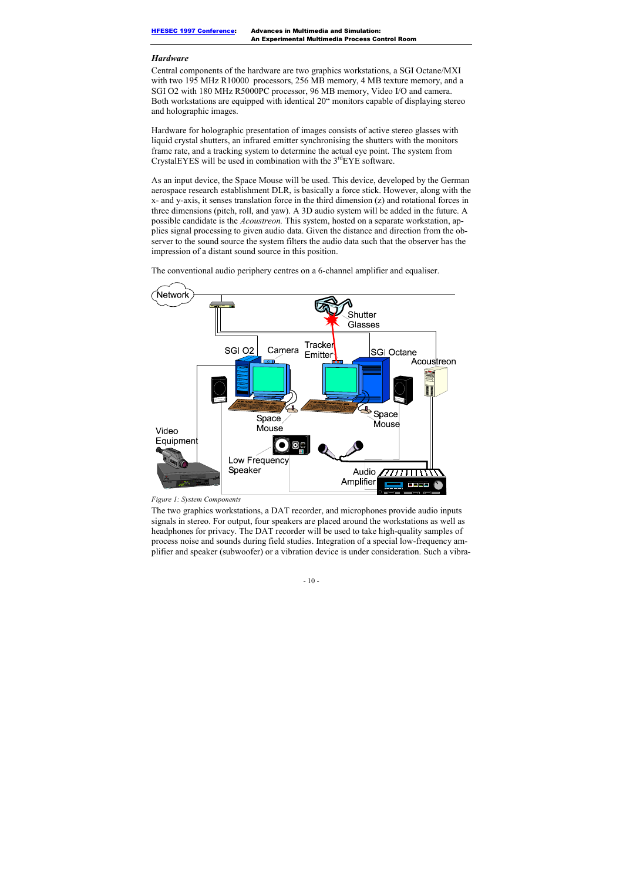### *Hardware*

Central components of the hardware are two graphics workstations, a SGI Octane/MXI with two 195 MHz R10000 processors, 256 MB memory, 4 MB texture memory, and a SGI O2 with 180 MHz R5000PC processor, 96 MB memory, Video I/O and camera. Both workstations are equipped with identical 20" monitors capable of displaying stereo and holographic images.

Hardware for holographic presentation of images consists of active stereo glasses with liquid crystal shutters, an infrared emitter synchronising the shutters with the monitors frame rate, and a tracking system to determine the actual eye point. The system from CrystalEYES will be used in combination with the 3rdEYE software.

As an input device, the Space Mouse will be used. This device, developed by the German aerospace research establishment DLR, is basically a force stick. However, along with the x- and y-axis, it senses translation force in the third dimension (z) and rotational forces in three dimensions (pitch, roll, and yaw). A 3D audio system will be added in the future. A possible candidate is the *Acoustreon.* This system, hosted on a separate workstation, applies signal processing to given audio data. Given the distance and direction from the observer to the sound source the system filters the audio data such that the observer has the impression of a distant sound source in this position.

The conventional audio periphery centres on a 6-channel amplifier and equaliser.

*Figure 1: System Components*

The two graphics workstations, a DAT recorder, and microphones provide audio inputs signals in stereo. For output, four speakers are placed around the workstations as well as headphones for privacy. The DAT recorder will be used to take high-quality samples of process noise and sounds during field studies. Integration of a special low-frequency amplifier and speaker (subwoofer) or a vibration device is under consideration. Such a vibra-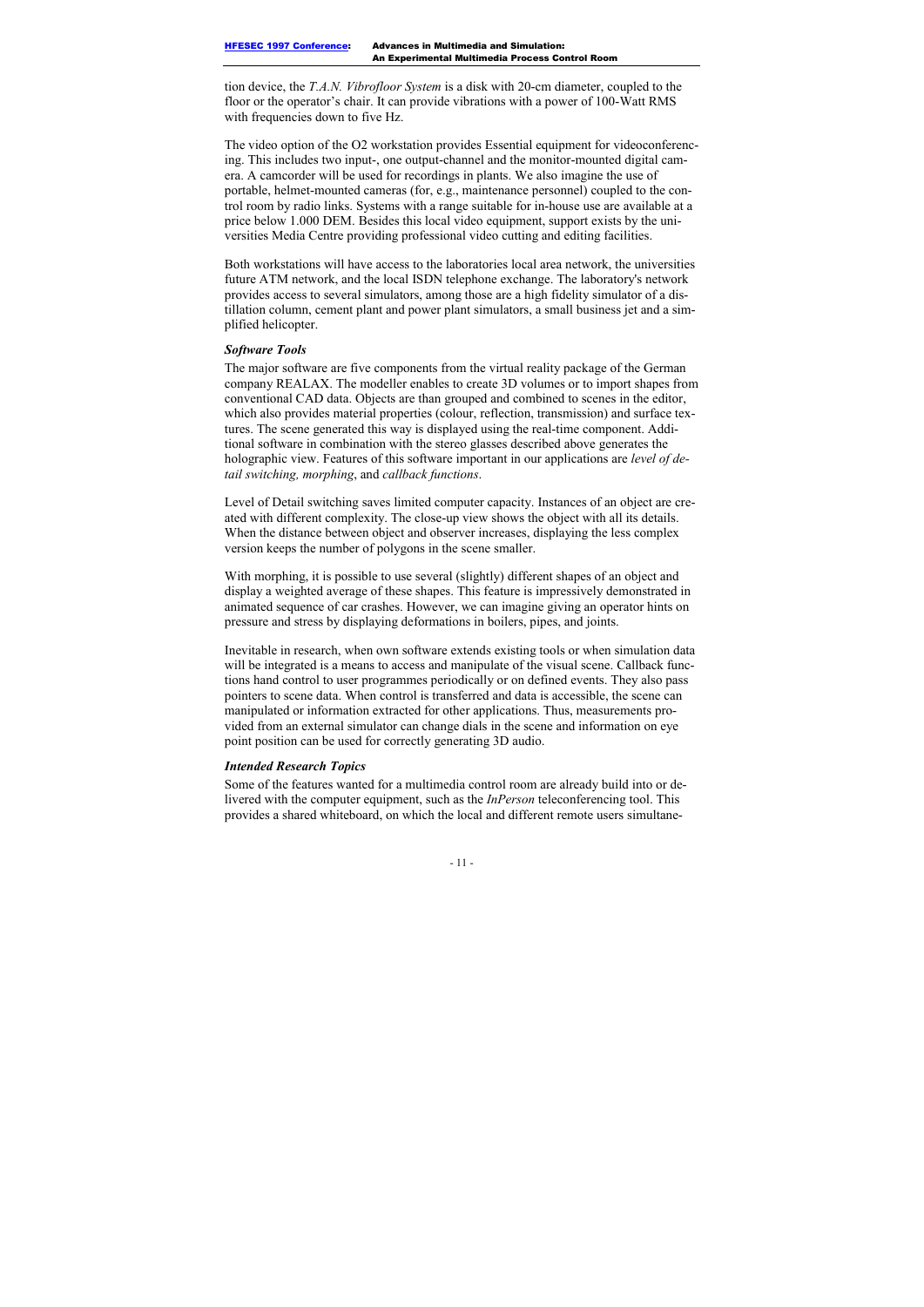tion device, the *T.A.N. Vibrofloor System* is a disk with 20-cm diameter, coupled to the floor or the operator's chair. It can provide vibrations with a power of 100-Watt RMS with frequencies down to five Hz.

The video option of the O2 workstation provides Essential equipment for videoconferencing. This includes two input-, one output-channel and the monitor-mounted digital camera. A camcorder will be used for recordings in plants. We also imagine the use of portable, helmet-mounted cameras (for, e.g., maintenance personnel) coupled to the control room by radio links. Systems with a range suitable for in-house use are available at a price below 1.000 DEM. Besides this local video equipment, support exists by the universities Media Centre providing professional video cutting and editing facilities.

Both workstations will have access to the laboratories local area network, the universities future ATM network, and the local ISDN telephone exchange. The laboratory's network provides access to several simulators, among those are a high fidelity simulator of a distillation column, cement plant and power plant simulators, a small business jet and a simplified helicopter.

### *Software Tools*

The major software are five components from the virtual reality package of the German company REALAX. The modeller enables to create 3D volumes or to import shapes from conventional CAD data. Objects are than grouped and combined to scenes in the editor, which also provides material properties (colour, reflection, transmission) and surface textures. The scene generated this way is displayed using the real-time component. Additional software in combination with the stereo glasses described above generates the holographic view. Features of this software important in our applications are *level of detail switching, morphing*, and *callback functions*.

Level of Detail switching saves limited computer capacity. Instances of an object are created with different complexity. The close-up view shows the object with all its details. When the distance between object and observer increases, displaying the less complex version keeps the number of polygons in the scene smaller.

With morphing, it is possible to use several (slightly) different shapes of an object and display a weighted average of these shapes. This feature is impressively demonstrated in animated sequence of car crashes. However, we can imagine giving an operator hints on pressure and stress by displaying deformations in boilers, pipes, and joints.

Inevitable in research, when own software extends existing tools or when simulation data will be integrated is a means to access and manipulate of the visual scene. Callback functions hand control to user programmes periodically or on defined events. They also pass pointers to scene data. When control is transferred and data is accessible, the scene can manipulated or information extracted for other applications. Thus, measurements provided from an external simulator can change dials in the scene and information on eye point position can be used for correctly generating 3D audio.

### *Intended Research Topics*

Some of the features wanted for a multimedia control room are already build into or delivered with the computer equipment, such as the *InPerson* teleconferencing tool. This provides a shared whiteboard, on which the local and different remote users simultane-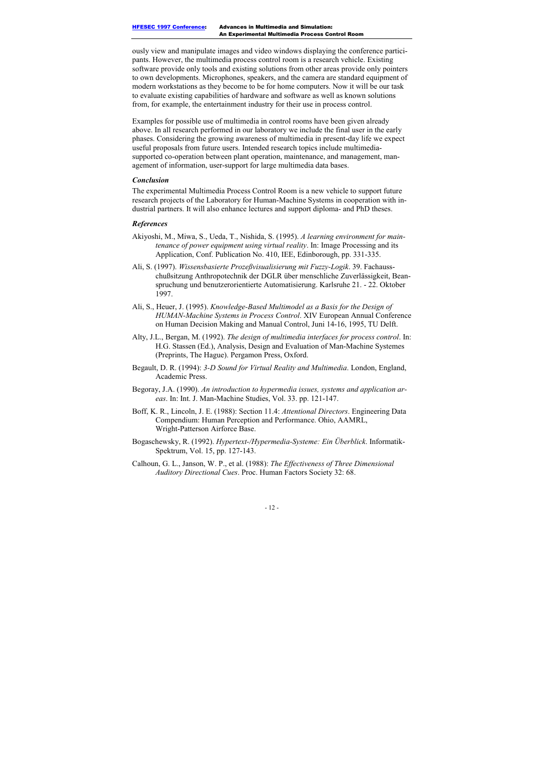ously view and manipulate images and video windows displaying the conference participants. However, the multimedia process control room is a research vehicle. Existing software provide only tools and existing solutions from other areas provide only pointers to own developments. Microphones, speakers, and the camera are standard equipment of modern workstations as they become to be for home computers. Now it will be our task to evaluate existing capabilities of hardware and software as well as known solutions from, for example, the entertainment industry for their use in process control.

Examples for possible use of multimedia in control rooms have been given already above. In all research performed in our laboratory we include the final user in the early phases. Considering the growing awareness of multimedia in present-day life we expect useful proposals from future users. Intended research topics include multimedia-supported co-operation between plant operation, maintenance, and management, management of information, user-support for large multimedia data bases.

### *Conclusion*

The experimental Multimedia Process Control Room is a new vehicle to support future research projects of the Laboratory for Human-Machine Systems in cooperation with industrial partners. It will also enhance lectures and support diploma- and PhD theses.

### *References*

Akiyoshi, M., Miwa, S., Ueda, T., Nishida, S. (1995). *A learning environment for maintenance of power equipment using virtual reality*. In: Image Processing and its Application, Conf. Publication No. 410, IEE, Edinborough, pp. 331-335.

Ali, S. (1997). *Wissensbasierte Prozeßvisualisierung mit Fuzzy-Logik*. 39. Fachausschußsitzung Anthropotechnik der DGLR über menschliche Zuverlässigkeit, Beanspruchung und benutzerorientierte Automatisierung. Karlsruhe 21. - 22. Oktober 1997.

Ali, S., Heuer, J. (1995). *Knowledge-Based Multimodel as a Basis for the Design of HUMAN-Machine Systems in Process Control*. XIV European Annual Conference on Human Decision Making and Manual Control, Juni 14-16, 1995, TU Delft.

Alty, J.L., Bergan, M. (1992). *The design of multimedia interfaces for process control*. In: H.G. Stassen (Ed.), Analysis, Design and Evaluation of Man-Machine Systemes (Preprints, The Hague). Pergamon Press, Oxford.

Begault, D. R. (1994): *3-D Sound for Virtual Reality and Multimedia*. London, England, Academic Press.

Begoray, J.A. (1990). *An introduction to hypermedia issues, systems and application areas*. In: Int. J. Man-Machine Studies, Vol. 33. pp. 121-147.

Boff, K. R., Lincoln, J. E. (1988): Section 11.4: *Attentional Directors*. Engineering Data Compendium: Human Perception and Performance. Ohio, AAMRL, Wright-Patterson Airforce Base.

Bogaschewsky, R. (1992). *Hypertext-/Hypermedia-Systeme: Ein Überblick*. Informatik-Spektrum, Vol. 15, pp. 127-143.

Calhoun, G. L., Janson, W. P., et al. (1988): *The Effectiveness of Three Dimensional Auditory Directional Cues*. Proc. Human Factors Society 32: 68.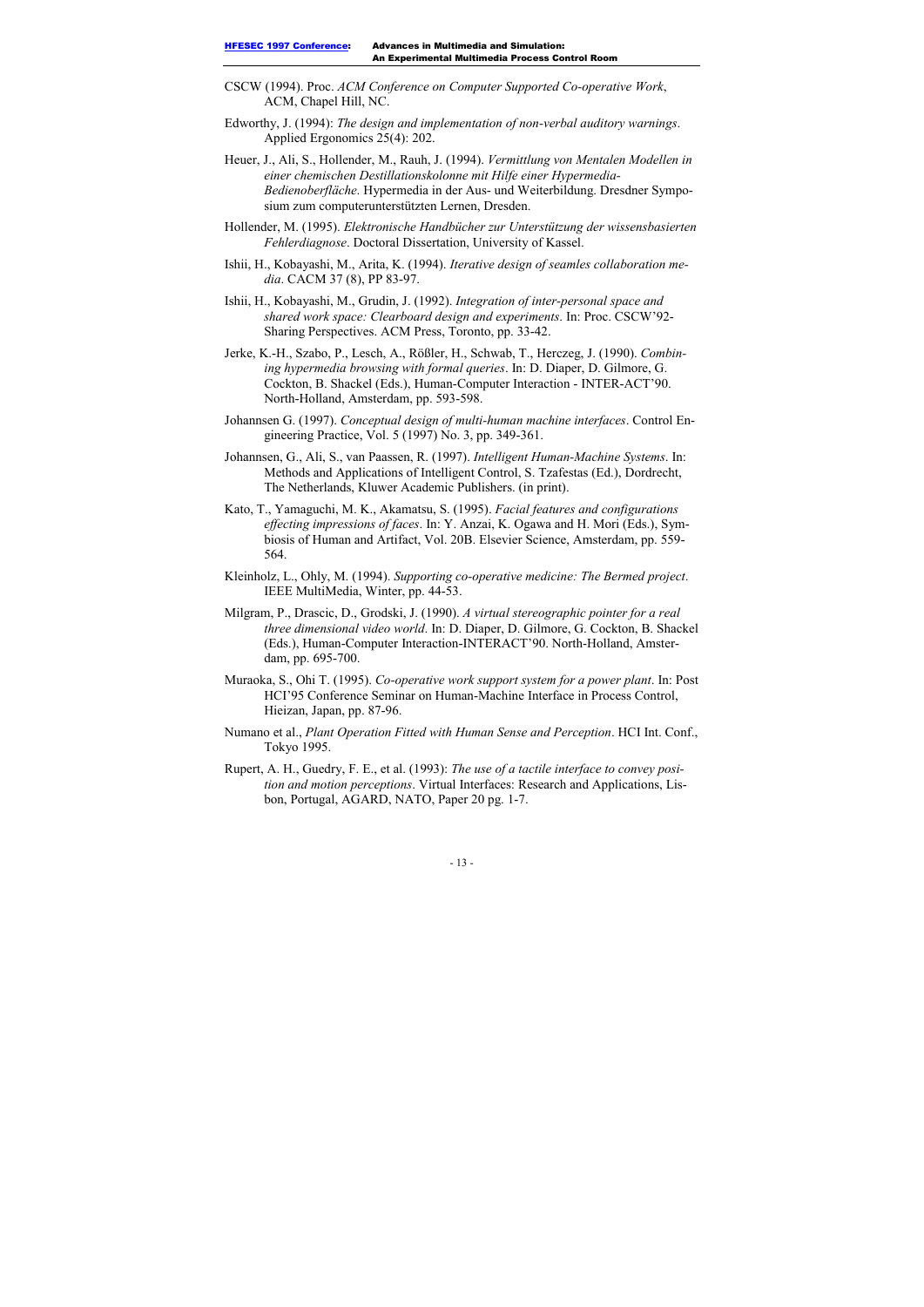CSCW (1994). Proc. *ACM Conference on Computer Supported Co-operative Work*, ACM, Chapel Hill, NC.

Edworthy, J. (1994): *The design and implementation of non-verbal auditory warnings*. Applied Ergonomics 25(4): 202.

Heuer, J., Ali, S., Hollender, M., Rauh, J. (1994). *Vermittlung von Mentalen Modellen in einer chemischen Destillationskolonne mit Hilfe einer Hypermedia-Bedienoberfläche.* Hypermedia in der Aus- und Weiterbildung. Dresdner Symposium zum computerunterstützten Lernen, Dresden.

Hollender, M. (1995). *Elektronische Handbücher zur Unterstützung der wissensbasierten Fehlerdiagnose*. Doctoral Dissertation, University of Kassel.

Ishii, H., Kobayashi, M., Arita, K. (1994). *Iterative design of seamles collaboration media*. CACM 37 (8), PP 83-97.

Ishii, H., Kobayashi, M., Grudin, J. (1992). *Integration of inter-personal space and shared work space: Clearboard design and experiments*. In: Proc. CSCW'92-Sharing Perspectives. ACM Press, Toronto, pp. 33-42.

Jerke, K.-H., Szabo, P., Lesch, A., Rößler, H., Schwab, T., Herczeg, J. (1990). *Combining hypermedia browsing with formal queries*. In: D. Diaper, D. Gilmore, G. Cockton, B. Shackel (Eds.), Human-Computer Interaction - INTER-ACT'90. North-Holland, Amsterdam, pp. 593-598.

Johannsen G. (1997). *Conceptual design of multi-human machine interfaces*. Control Engineering Practice, Vol. 5 (1997) No. 3, pp. 349-361.

Johannsen, G., Ali, S., van Paassen, R. (1997). *Intelligent Human-Machine Systems*. In: Methods and Applications of Intelligent Control, S. Tzafestas (Ed.), Dordrecht, The Netherlands, Kluwer Academic Publishers. (in print).

Kato, T., Yamaguchi, M. K., Akamatsu, S. (1995). *Facial features and configurations effecting impressions of faces*. In: Y. Anzai, K. Ogawa and H. Mori (Eds.), Symbiosis of Human and Artifact, Vol. 20B. Elsevier Science, Amsterdam, pp. 559-564.

Kleinholz, L., Ohly, M. (1994). *Supporting co-operative medicine: The Bermed project*. IEEE MultiMedia, Winter, pp. 44-53.

Milgram, P., Drascic, D., Grodski, J. (1990). *A virtual stereographic pointer for a real three dimensional video world*. In: D. Diaper, D. Gilmore, G. Cockton, B. Shackel (Eds.), Human-Computer Interaction-INTERACT'90. North-Holland, Amsterdam, pp. 695-700.

Muraoka, S., Ohi T. (1995). *Co-operative work support system for a power plant*. In: Post HCI'95 Conference Seminar on Human-Machine Interface in Process Control, Hieizan, Japan, pp. 87-96.

Numano et al., *Plant Operation Fitted with Human Sense and Perception*. HCI Int. Conf., Tokyo 1995.

Rupert, A. H., Guedry, F. E., et al. (1993): *The use of a tactile interface to convey position and motion perceptions*. Virtual Interfaces: Research and Applications, Lisbon, Portugal, AGARD, NATO, Paper 20 pg. 1-7.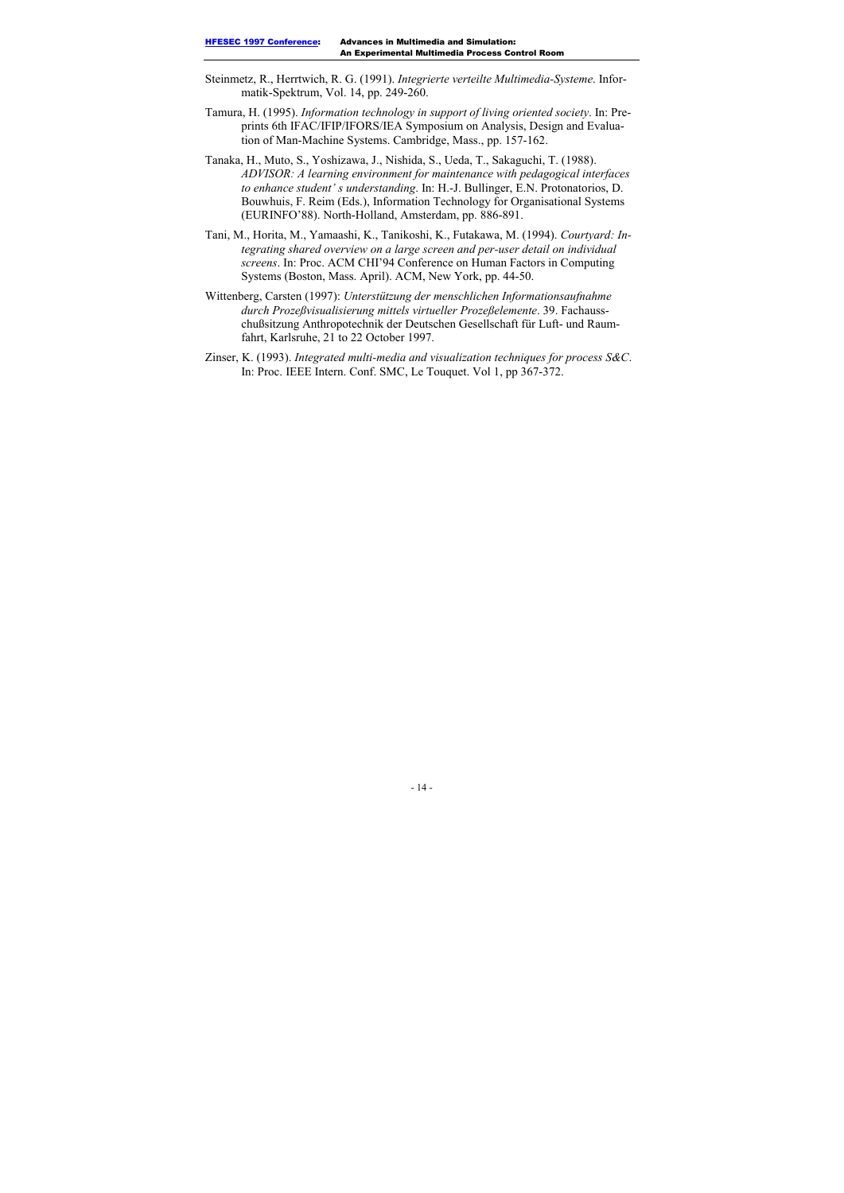Steinmetz, R., Herrtwich, R. G. (1991). *Integrierte verteilte Multimedia-Systeme*. Informatik-Spektrum, Vol. 14, pp. 249-260.

Tamura, H. (1995). *Information technology in support of living oriented society*. In: Preprints 6th IFAC/IFIP/IFORS/IEA Symposium on Analysis, Design and Evaluation of Man-Machine Systems. Cambridge, Mass., pp. 157-162.

Tanaka, H., Muto, S., Yoshizawa, J., Nishida, S., Ueda, T., Sakaguchi, T. (1988). *ADVISOR: A learning environment for maintenance with pedagogical interfaces to enhance student' s understanding*. In: H.-J. Bullinger, E.N. Protonatorios, D. Bouwhuis, F. Reim (Eds.), Information Technology for Organisational Systems (EURINFO'88). North-Holland, Amsterdam, pp. 886-891.

Tani, M., Horita, M., Yamaashi, K., Tanikoshi, K., Futakawa, M. (1994). *Courtyard: Integrating shared overview on a large screen and per-user detail on individual screens*. In: Proc. ACM CHI'94 Conference on Human Factors in Computing Systems (Boston, Mass. April). ACM, New York, pp. 44-50.

Wittenberg, Carsten (1997): *Unterstützung der menschlichen Informationsaufnahme durch Prozeßvisualisierung mittels virtueller Prozeßelemente*. 39. Fachausschußsitzung Anthropotechnik der Deutschen Gesellschaft für Luft- und Raumfahrt, Karlsruhe, 21 to 22 October 1997.

Zinser, K. (1993). *Integrated multi-media and visualization techniques for process S&C*. In: Proc. IEEE Intern. Conf. SMC, Le Touquet. Vol 1, pp 367-372.